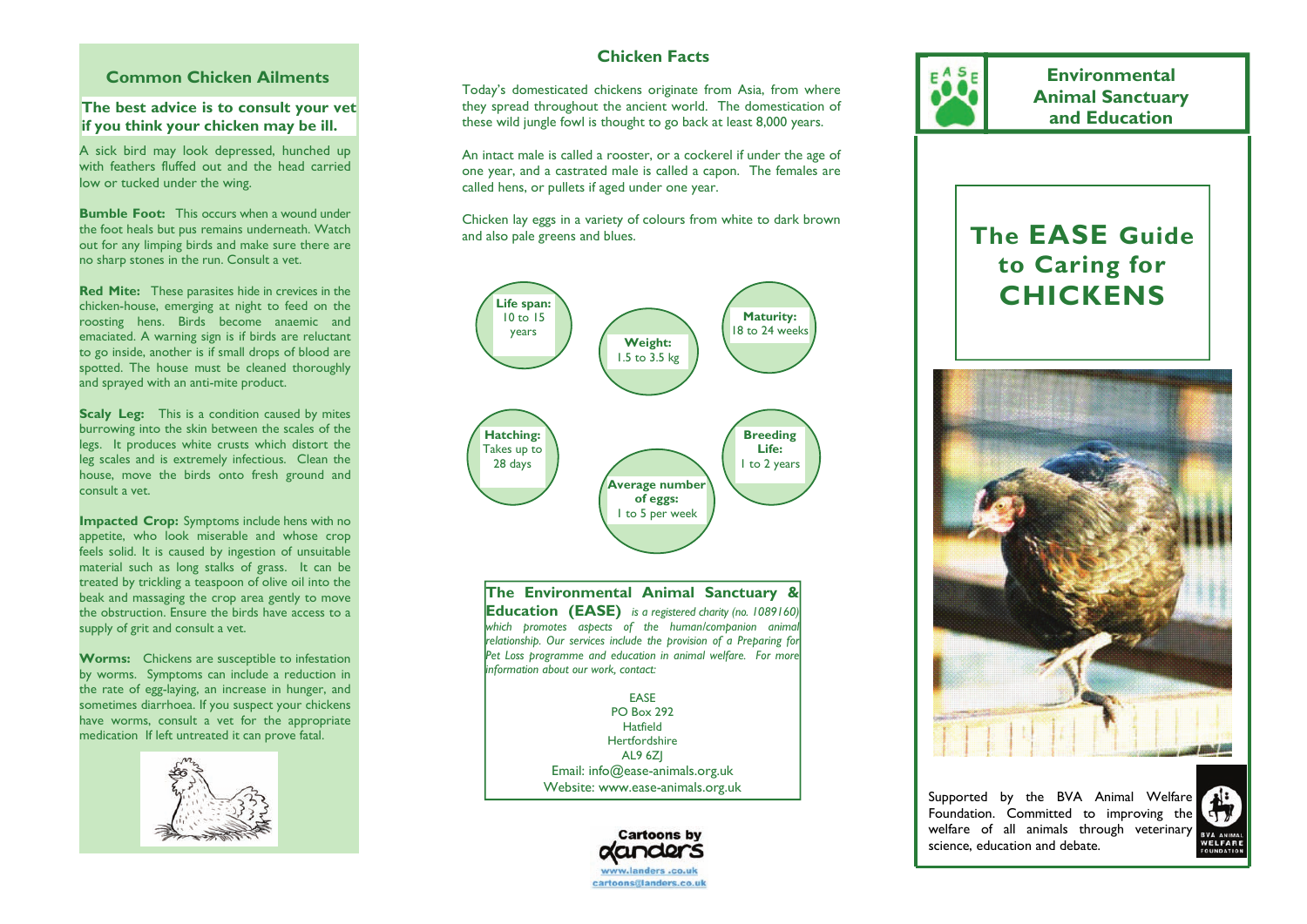## Common Chicken Ailments

**The best advice is to consult your vet if you think your chicken may be ill.**

A sick bird may look depressed, hunched up with feathers fluffed out and the head carried low or tucked under the wing.

**Bumble Foot:** This occurs when a wound under the foot heals but pus remains underneath. Watch out for any limping birds and make sure there are no sharp stones in the run. Consult a vet.

**Red Mite:** These parasites hide in crevices in the chicken-house, emerging at night to feed on the roosting hens. Birds become anaemic and emaciated. A warning sign is if birds are reluctant to go inside, another is if small drops of blood are spotted. The house must be cleaned thoroughly and sprayed with an anti-mite product.

**Scaly Leg:** This is a condition caused by mites burrowing into the skin between the scales of the legs. It produces white crusts which distort the leg scales and is extremely infectious. Clean the house, move the birds onto fresh ground and consult a vet.

**Impacted Crop:** Symptoms include hens with no appetite, who look miserable and whose crop feels solid. It is caused by ingestion of unsuitable material such as long stalks of grass. It can be treated by trickling a teaspoon of olive oil into the beak and massaging the crop area gently to move the obstruction. Ensure the birds have access to a supply of grit and consult a vet.

**Worms:** Chickens are susceptible to infestation by worms. Symptoms can include a reduction in the rate of egg-laying, an increase in hunger, and sometimes diarrhoea. If you suspect your chickens have worms, consult a vet for the appropriate medication If left untreated it can prove fatal.

## Chicken Facts

Today's domesticated chickens originate from Asia, from where they spread throughout the ancient world. The domestication of these wild jungle fowl is thought to go back at least 8,000 years.

An intact male is called a rooster, or a cockerel if under the age of one year, and a castrated male is called a capon. The females are called hens, or pullets if aged under one year.

Chicken lay eggs in a variety of colours from white to dark brown and also pale greens and blues.

- **Life span:** 10 to 15 years
- **Weight:** 1.5 to 3.5 kg
- **Maturity:** 18 to 24 weeks
- **Hatching:** Takes up to 28 days
- **Breeding Life:** 1 to 2 years
- **Average number of eggs:** 1 to 5 per week

**The Environmental Animal Sanctuary & Education (EASE)** *is a registered charity (no. 1089160) which promotes aspects of the human/companion animal relationship. Our services include the provision of a Preparing for Pet Loss programme and education in animal welfare. For more information about our work, contact:*

EASE
PO Box 292
Hatfield
Hertfordshire
AL9 6ZJ
Email: info@ease-animals.org.uk
Website: www.ease-animals.org.uk

Cartoons by Landers
www.landers.co.uk
cartoons@landers.co.uk

# Environmental Animal Sanctuary and Education

# The EASE Guide to Caring for CHICKENS

Supported by the BVA Animal Welfare Foundation. Committed to improving the welfare of all animals through veterinary science, education and debate.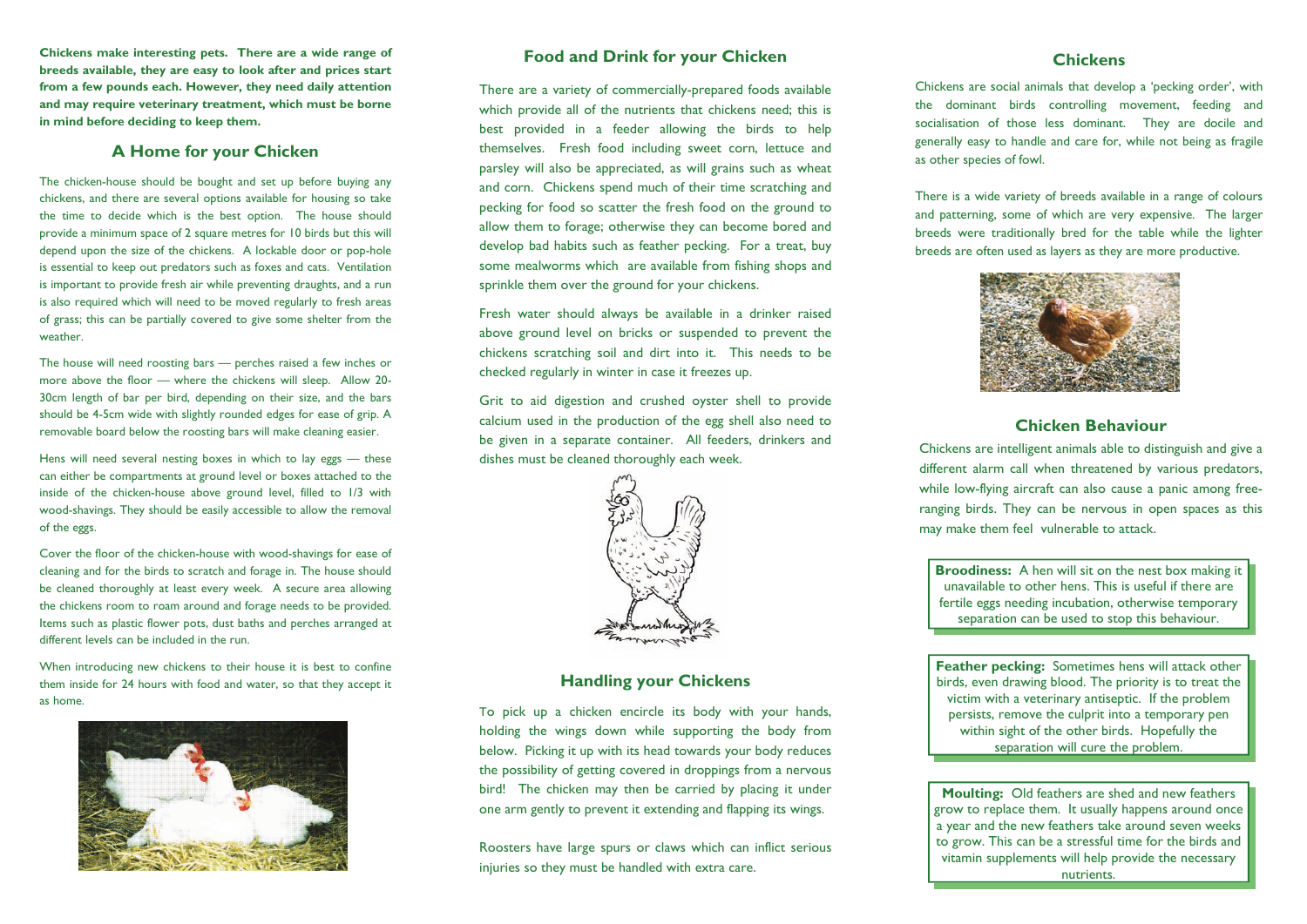**Chickens make interesting pets. There are a wide range of breeds available, they are easy to look after and prices start from a few pounds each. However, they need daily attention and may require veterinary treatment, which must be borne in mind before deciding to keep them.**

## A Home for your Chicken

The chicken-house should be bought and set up before buying any chickens, and there are several options available for housing so take the time to decide which is the best option. The house should provide a minimum space of 2 square metres for 10 birds but this will depend upon the size of the chickens. A lockable door or pop-hole is essential to keep out predators such as foxes and cats. Ventilation is important to provide fresh air while preventing draughts, and a run is also required which will need to be moved regularly to fresh areas of grass; this can be partially covered to give some shelter from the weather.

The house will need roosting bars — perches raised a few inches or more above the floor — where the chickens will sleep. Allow 20-30cm length of bar per bird, depending on their size, and the bars should be 4-5cm wide with slightly rounded edges for ease of grip. A removable board below the roosting bars will make cleaning easier.

Hens will need several nesting boxes in which to lay eggs — these can either be compartments at ground level or boxes attached to the inside of the chicken-house above ground level, filled to 1/3 with wood-shavings. They should be easily accessible to allow the removal of the eggs.

Cover the floor of the chicken-house with wood-shavings for ease of cleaning and for the birds to scratch and forage in. The house should be cleaned thoroughly at least every week. A secure area allowing the chickens room to roam around and forage needs to be provided. Items such as plastic flower pots, dust baths and perches arranged at different levels can be included in the run.

When introducing new chickens to their house it is best to confine them inside for 24 hours with food and water, so that they accept it as home.

## Food and Drink for your Chicken

There are a variety of commercially-prepared foods available which provide all of the nutrients that chickens need; this is best provided in a feeder allowing the birds to help themselves. Fresh food including sweet corn, lettuce and parsley will also be appreciated, as will grains such as wheat and corn. Chickens spend much of their time scratching and pecking for food so scatter the fresh food on the ground to allow them to forage; otherwise they can become bored and develop bad habits such as feather pecking. For a treat, buy some mealworms which are available from fishing shops and sprinkle them over the ground for your chickens.

Fresh water should always be available in a drinker raised above ground level on bricks or suspended to prevent the chickens scratching soil and dirt into it. This needs to be checked regularly in winter in case it freezes up.

Grit to aid digestion and crushed oyster shell to provide calcium used in the production of the egg shell also need to be given in a separate container. All feeders, drinkers and dishes must be cleaned thoroughly each week.

## Handling your Chickens

To pick up a chicken encircle its body with your hands, holding the wings down while supporting the body from below. Picking it up with its head towards your body reduces the possibility of getting covered in droppings from a nervous bird! The chicken may then be carried by placing it under one arm gently to prevent it extending and flapping its wings.

Roosters have large spurs or claws which can inflict serious injuries so they must be handled with extra care.

## Chickens

Chickens are social animals that develop a 'pecking order', with the dominant birds controlling movement, feeding and socialisation of those less dominant. They are docile and generally easy to handle and care for, while not being as fragile as other species of fowl.

There is a wide variety of breeds available in a range of colours and patterning, some of which are very expensive. The larger breeds were traditionally bred for the table while the lighter breeds are often used as layers as they are more productive.

## Chicken Behaviour

Chickens are intelligent animals able to distinguish and give a different alarm call when threatened by various predators, while low-flying aircraft can also cause a panic among free-ranging birds. They can be nervous in open spaces as this may make them feel vulnerable to attack.

**Broodiness:** A hen will sit on the nest box making it unavailable to other hens. This is useful if there are fertile eggs needing incubation, otherwise temporary separation can be used to stop this behaviour.

**Feather pecking:** Sometimes hens will attack other birds, even drawing blood. The priority is to treat the victim with a veterinary antiseptic. If the problem persists, remove the culprit into a temporary pen within sight of the other birds. Hopefully the separation will cure the problem.

**Moulting:** Old feathers are shed and new feathers grow to replace them. It usually happens around once a year and the new feathers take around seven weeks to grow. This can be a stressful time for the birds and vitamin supplements will help provide the necessary nutrients.